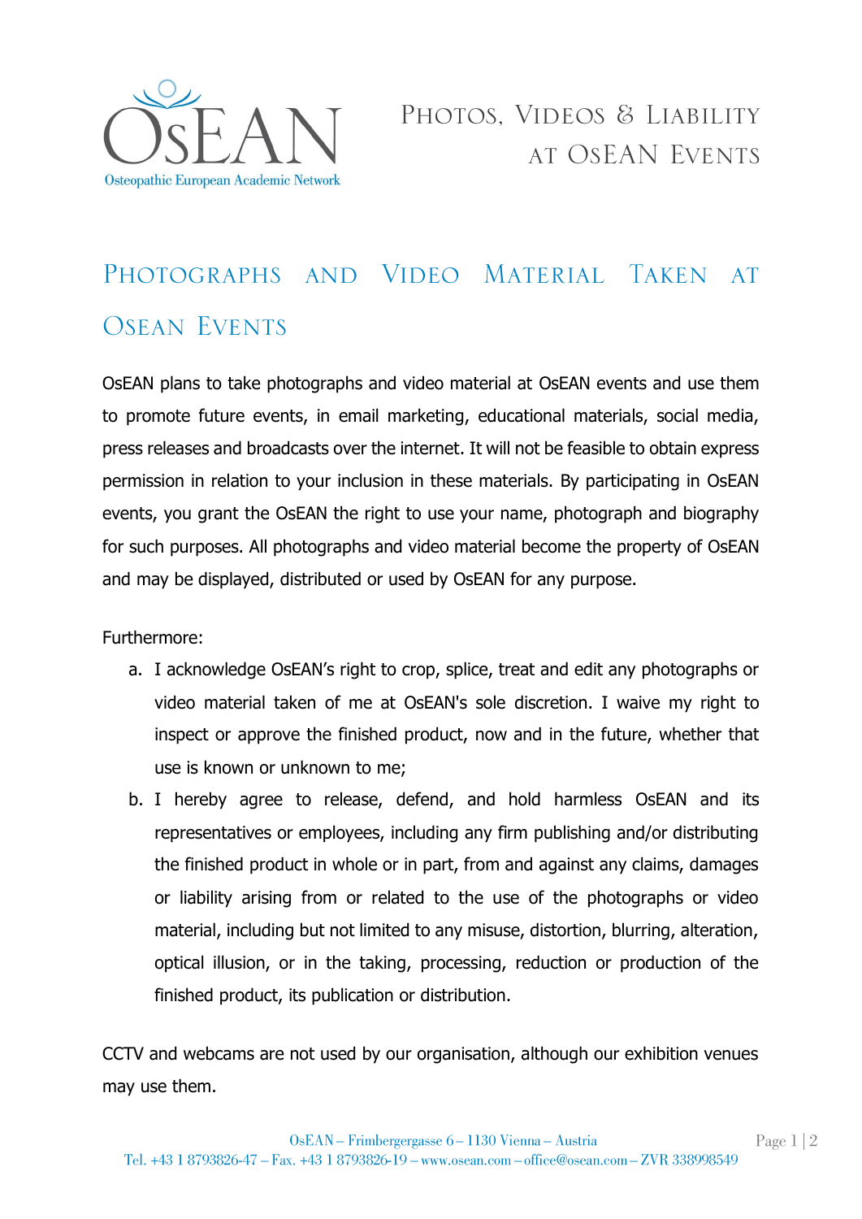# Photos, Videos & Liability at OsEAN Events

## Photographs and Video Material Taken at OsEAN Events

OsEAN plans to take photographs and video material at OsEAN events and use them to promote future events, in email marketing, educational materials, social media, press releases and broadcasts over the internet. It will not be feasible to obtain express permission in relation to your inclusion in these materials. By participating in OsEAN events, you grant the OsEAN the right to use your name, photograph and biography for such purposes. All photographs and video material become the property of OsEAN and may be displayed, distributed or used by OsEAN for any purpose.

Furthermore:

a. I acknowledge OsEAN's right to crop, splice, treat and edit any photographs or video material taken of me at OsEAN's sole discretion. I waive my right to inspect or approve the finished product, now and in the future, whether that use is known or unknown to me;
b. I hereby agree to release, defend, and hold harmless OsEAN and its representatives or employees, including any firm publishing and/or distributing the finished product in whole or in part, from and against any claims, damages or liability arising from or related to the use of the photographs or video material, including but not limited to any misuse, distortion, blurring, alteration, optical illusion, or in the taking, processing, reduction or production of the finished product, its publication or distribution.

CCTV and webcams are not used by our organisation, although our exhibition venues may use them.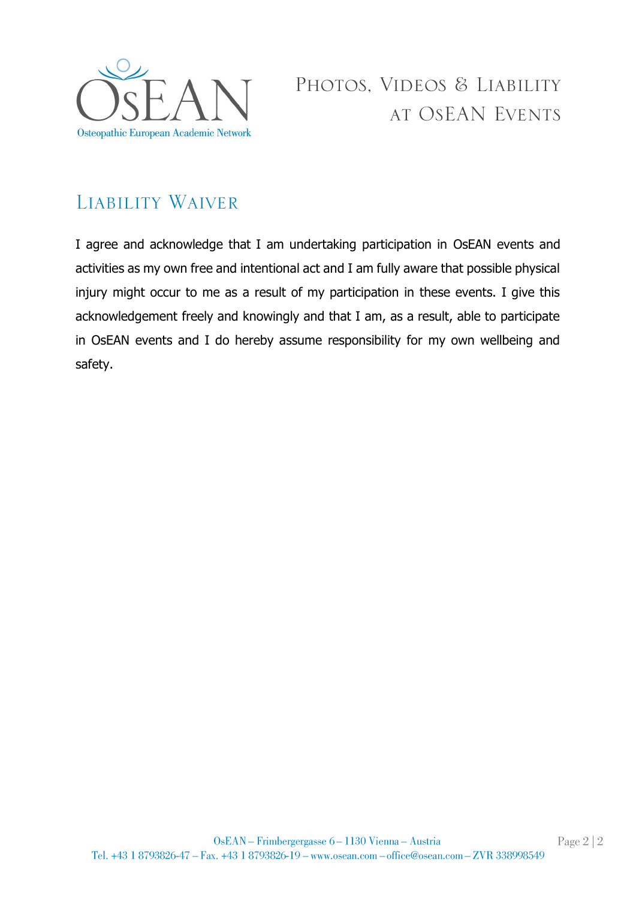## Liability Waiver

I agree and acknowledge that I am undertaking participation in OsEAN events and activities as my own free and intentional act and I am fully aware that possible physical injury might occur to me as a result of my participation in these events. I give this acknowledgement freely and knowingly and that I am, as a result, able to participate in OsEAN events and I do hereby assume responsibility for my own wellbeing and safety.